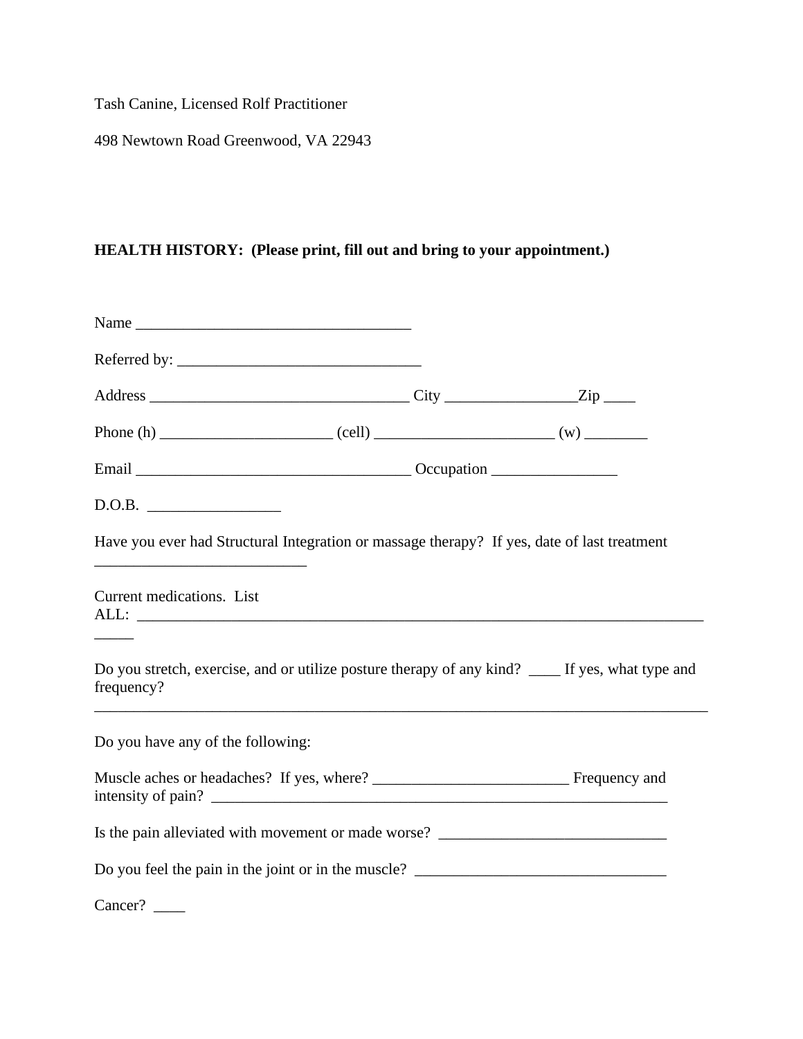Tash Canine, Licensed Rolf Practitioner

498 Newtown Road Greenwood, VA 22943

**HEALTH HISTORY: (Please print, fill out and bring to your appointment.)**

Name ___________________________________

Referred by: _______________________________

Address _________________________________ City ________________Zip ____

Phone (h) _____________________ (cell) ______________________ (w) ________

Email __________________________________ Occupation ________________

D.O.B. _________________

Have you ever had Structural Integration or massage therapy? If yes, date of last treatment ___________________________

Current medications. List ALL: ________________________________________________________________________ _____

Do you stretch, exercise, and or utilize posture therapy of any kind? ____ If yes, what type and frequency? ______________________________________________________________________________

Do you have any of the following:

Muscle aches or headaches? If yes, where? _________________________ Frequency and intensity of pain? ____________________________________________________________

Is the pain alleviated with movement or made worse? _____________________________

Do you feel the pain in the joint or in the muscle? ________________________________

Cancer? ____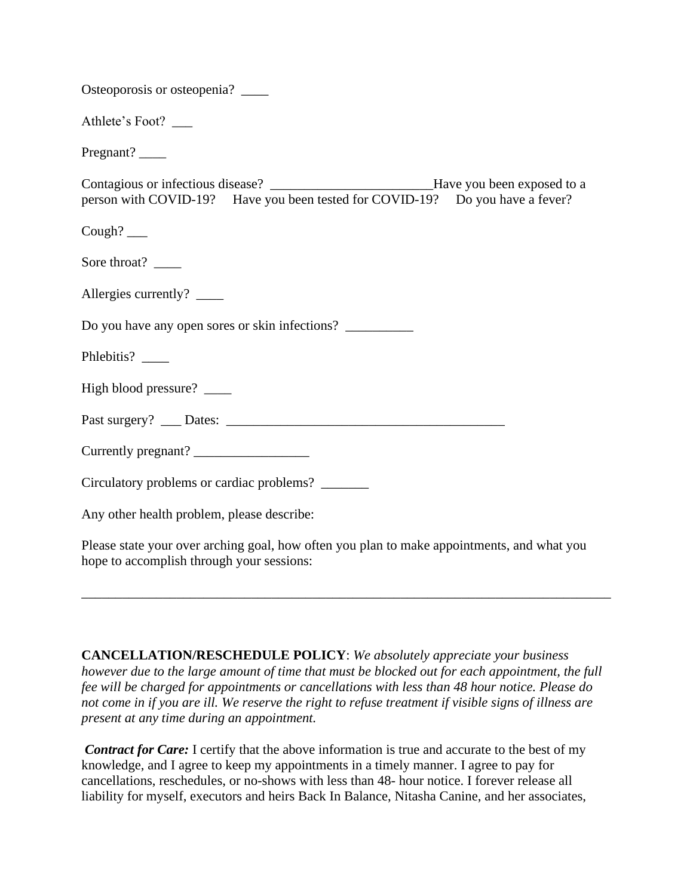Osteoporosis or osteopenia? ____

Athlete's Foot? ___

Pregnant? ____

Contagious or infectious disease? ________________________Have you been exposed to a person with COVID-19?     Have you been tested for COVID-19?     Do you have a fever?

Cough? ___

Sore throat? ____

Allergies currently? ____

Do you have any open sores or skin infections? __________

Phlebitis? ____

High blood pressure? ____

Past surgery? ___ Dates: __________________________________________

Currently pregnant? _________________

Circulatory problems or cardiac problems? _______

Any other health problem, please describe:

Please state your over arching goal, how often you plan to make appointments, and what you hope to accomplish through your sessions:

________________________________________________________________________________

**CANCELLATION/RESCHEDULE POLICY**: *We absolutely appreciate your business however due to the large amount of time that must be blocked out for each appointment, the full fee will be charged for appointments or cancellations with less than 48 hour notice. Please do not come in if you are ill. We reserve the right to refuse treatment if visible signs of illness are present at any time during an appointment.*

***Contract for Care:*** I certify that the above information is true and accurate to the best of my knowledge, and I agree to keep my appointments in a timely manner. I agree to pay for cancellations, reschedules, or no-shows with less than 48- hour notice. I forever release all liability for myself, executors and heirs Back In Balance, Nitasha Canine, and her associates,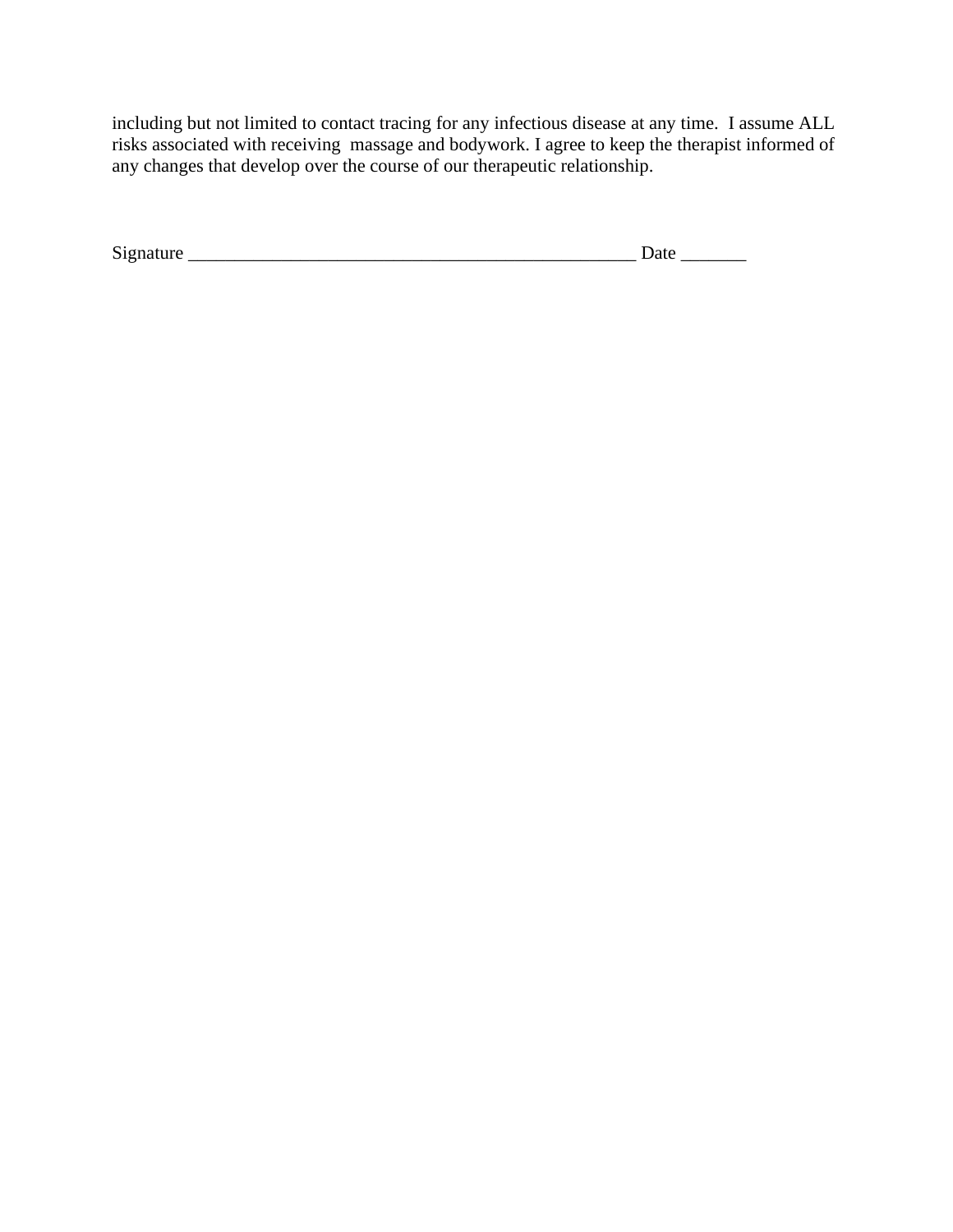including but not limited to contact tracing for any infectious disease at any time.  I assume ALL risks associated with receiving  massage and bodywork. I agree to keep the therapist informed of any changes that develop over the course of our therapeutic relationship.

Signature _________________________________________________ Date _______